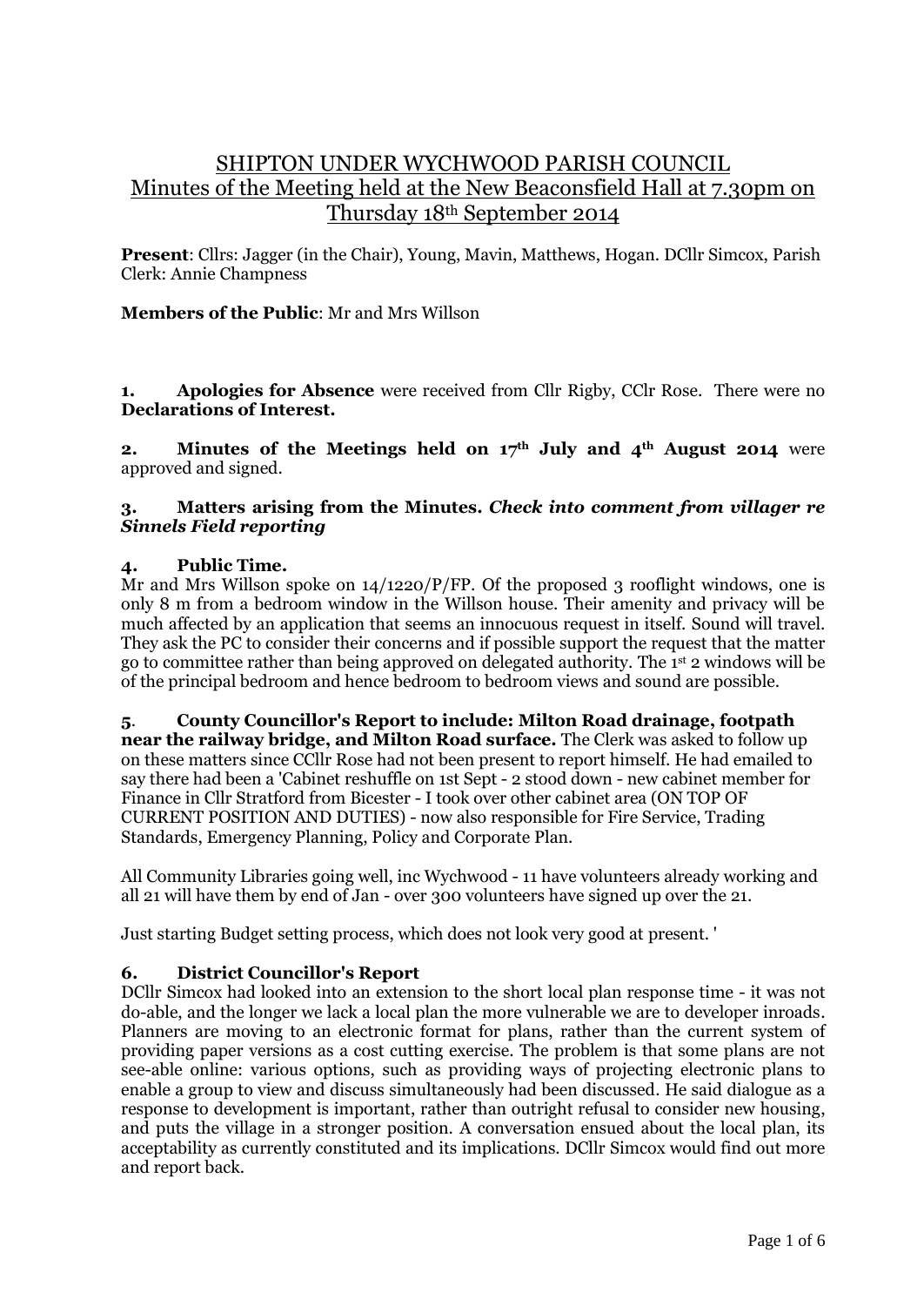# SHIPTON UNDER WYCHWOOD PARISH COUNCIL
## Minutes of the Meeting held at the New Beaconsfield Hall at 7.30pm on Thursday 18th September 2014

**Present**: Cllrs: Jagger (in the Chair), Young, Mavin, Matthews, Hogan. DCllr Simcox, Parish Clerk: Annie Champness

**Members of the Public**: Mr and Mrs Willson

**1. Apologies for Absence** were received from Cllr Rigby, CClr Rose. There were no **Declarations of Interest.**

**2. Minutes of the Meetings held on 17th July and 4th August 2014** were approved and signed.

**3. Matters arising from the Minutes.** ***Check into comment from villager re Sinnels Field reporting***

**4. Public Time.**

Mr and Mrs Willson spoke on 14/1220/P/FP. Of the proposed 3 rooflight windows, one is only 8 m from a bedroom window in the Willson house. Their amenity and privacy will be much affected by an application that seems an innocuous request in itself. Sound will travel. They ask the PC to consider their concerns and if possible support the request that the matter go to committee rather than being approved on delegated authority. The 1st 2 windows will be of the principal bedroom and hence bedroom to bedroom views and sound are possible.

**5. County Councillor's Report to include: Milton Road drainage, footpath near the railway bridge, and Milton Road surface.** The Clerk was asked to follow up on these matters since CCllr Rose had not been present to report himself. He had emailed to say there had been a 'Cabinet reshuffle on 1st Sept - 2 stood down - new cabinet member for Finance in Cllr Stratford from Bicester - I took over other cabinet area (ON TOP OF CURRENT POSITION AND DUTIES) - now also responsible for Fire Service, Trading Standards, Emergency Planning, Policy and Corporate Plan.

All Community Libraries going well, inc Wychwood - 11 have volunteers already working and all 21 will have them by end of Jan - over 300 volunteers have signed up over the 21.

Just starting Budget setting process, which does not look very good at present. '

**6. District Councillor's Report**

DCllr Simcox had looked into an extension to the short local plan response time - it was not do-able, and the longer we lack a local plan the more vulnerable we are to developer inroads. Planners are moving to an electronic format for plans, rather than the current system of providing paper versions as a cost cutting exercise. The problem is that some plans are not see-able online: various options, such as providing ways of projecting electronic plans to enable a group to view and discuss simultaneously had been discussed. He said dialogue as a response to development is important, rather than outright refusal to consider new housing, and puts the village in a stronger position. A conversation ensued about the local plan, its acceptability as currently constituted and its implications. DCllr Simcox would find out more and report back.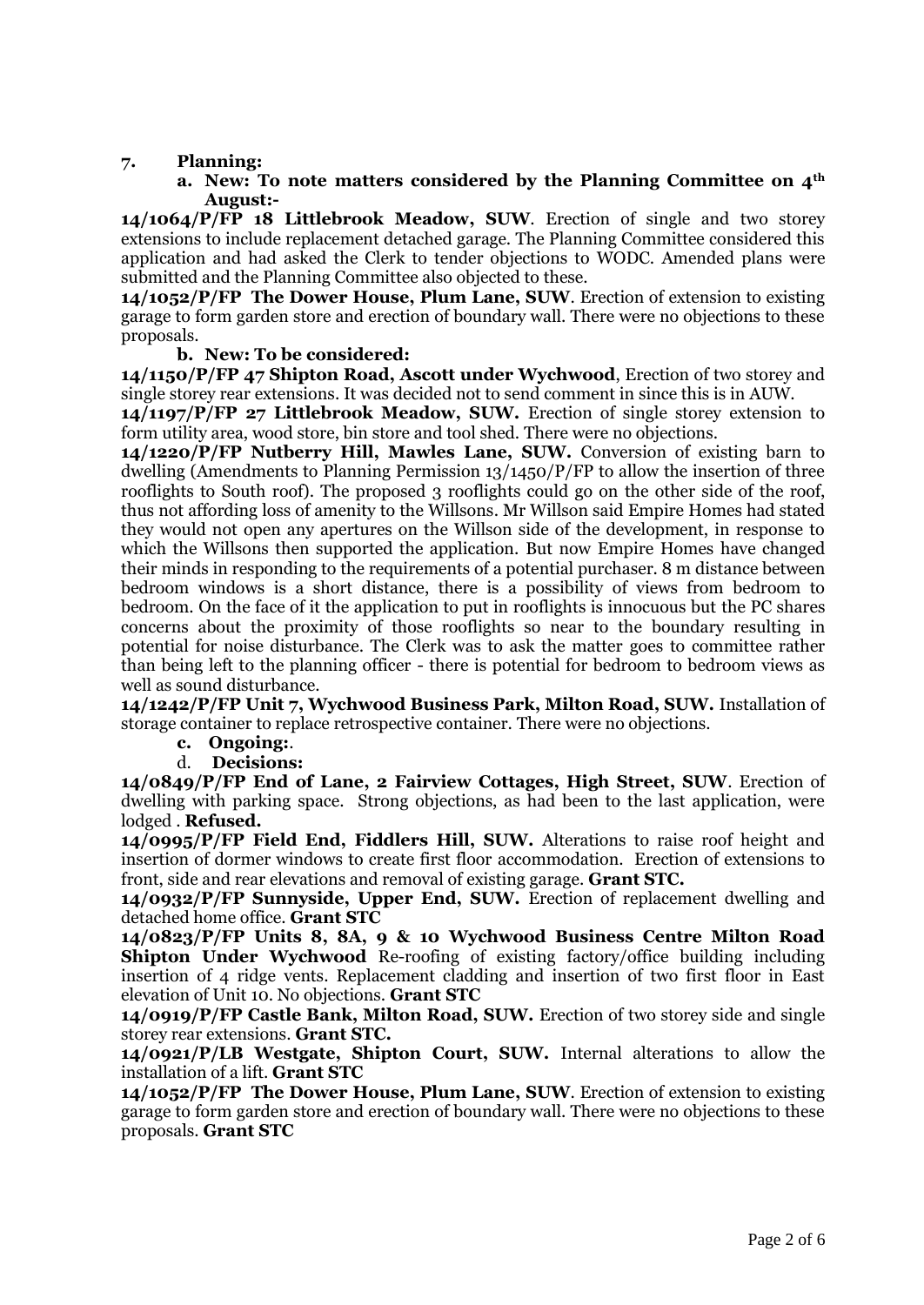## 7. Planning:

### a. New: To note matters considered by the Planning Committee on 4th August:-

**14/1064/P/FP 18 Littlebrook Meadow, SUW**. Erection of single and two storey extensions to include replacement detached garage. The Planning Committee considered this application and had asked the Clerk to tender objections to WODC. Amended plans were submitted and the Planning Committee also objected to these.

**14/1052/P/FP The Dower House, Plum Lane, SUW**. Erection of extension to existing garage to form garden store and erection of boundary wall. There were no objections to these proposals.

### b. New: To be considered:

**14/1150/P/FP 47 Shipton Road, Ascott under Wychwood**, Erection of two storey and single storey rear extensions. It was decided not to send comment in since this is in AUW.

**14/1197/P/FP 27 Littlebrook Meadow, SUW.** Erection of single storey extension to form utility area, wood store, bin store and tool shed. There were no objections.

**14/1220/P/FP Nutberry Hill, Mawles Lane, SUW.** Conversion of existing barn to dwelling (Amendments to Planning Permission 13/1450/P/FP to allow the insertion of three rooflights to South roof). The proposed 3 rooflights could go on the other side of the roof, thus not affording loss of amenity to the Willsons. Mr Willson said Empire Homes had stated they would not open any apertures on the Willson side of the development, in response to which the Willsons then supported the application. But now Empire Homes have changed their minds in responding to the requirements of a potential purchaser. 8 m distance between bedroom windows is a short distance, there is a possibility of views from bedroom to bedroom. On the face of it the application to put in rooflights is innocuous but the PC shares concerns about the proximity of those rooflights so near to the boundary resulting in potential for noise disturbance. The Clerk was to ask the matter goes to committee rather than being left to the planning officer - there is potential for bedroom to bedroom views as well as sound disturbance.

**14/1242/P/FP Unit 7, Wychwood Business Park, Milton Road, SUW.** Installation of storage container to replace retrospective container. There were no objections.

### c. Ongoing:.

### d. Decisions:

**14/0849/P/FP End of Lane, 2 Fairview Cottages, High Street, SUW**. Erection of dwelling with parking space. Strong objections, as had been to the last application, were lodged . **Refused.**

**14/0995/P/FP Field End, Fiddlers Hill, SUW.** Alterations to raise roof height and insertion of dormer windows to create first floor accommodation. Erection of extensions to front, side and rear elevations and removal of existing garage. **Grant STC.**

**14/0932/P/FP Sunnyside, Upper End, SUW.** Erection of replacement dwelling and detached home office. **Grant STC**

**14/0823/P/FP Units 8, 8A, 9 & 10 Wychwood Business Centre Milton Road Shipton Under Wychwood** Re-roofing of existing factory/office building including insertion of 4 ridge vents. Replacement cladding and insertion of two first floor in East elevation of Unit 10. No objections. **Grant STC**

**14/0919/P/FP Castle Bank, Milton Road, SUW.** Erection of two storey side and single storey rear extensions. **Grant STC.**

**14/0921/P/LB Westgate, Shipton Court, SUW.** Internal alterations to allow the installation of a lift. **Grant STC**

**14/1052/P/FP The Dower House, Plum Lane, SUW**. Erection of extension to existing garage to form garden store and erection of boundary wall. There were no objections to these proposals. **Grant STC**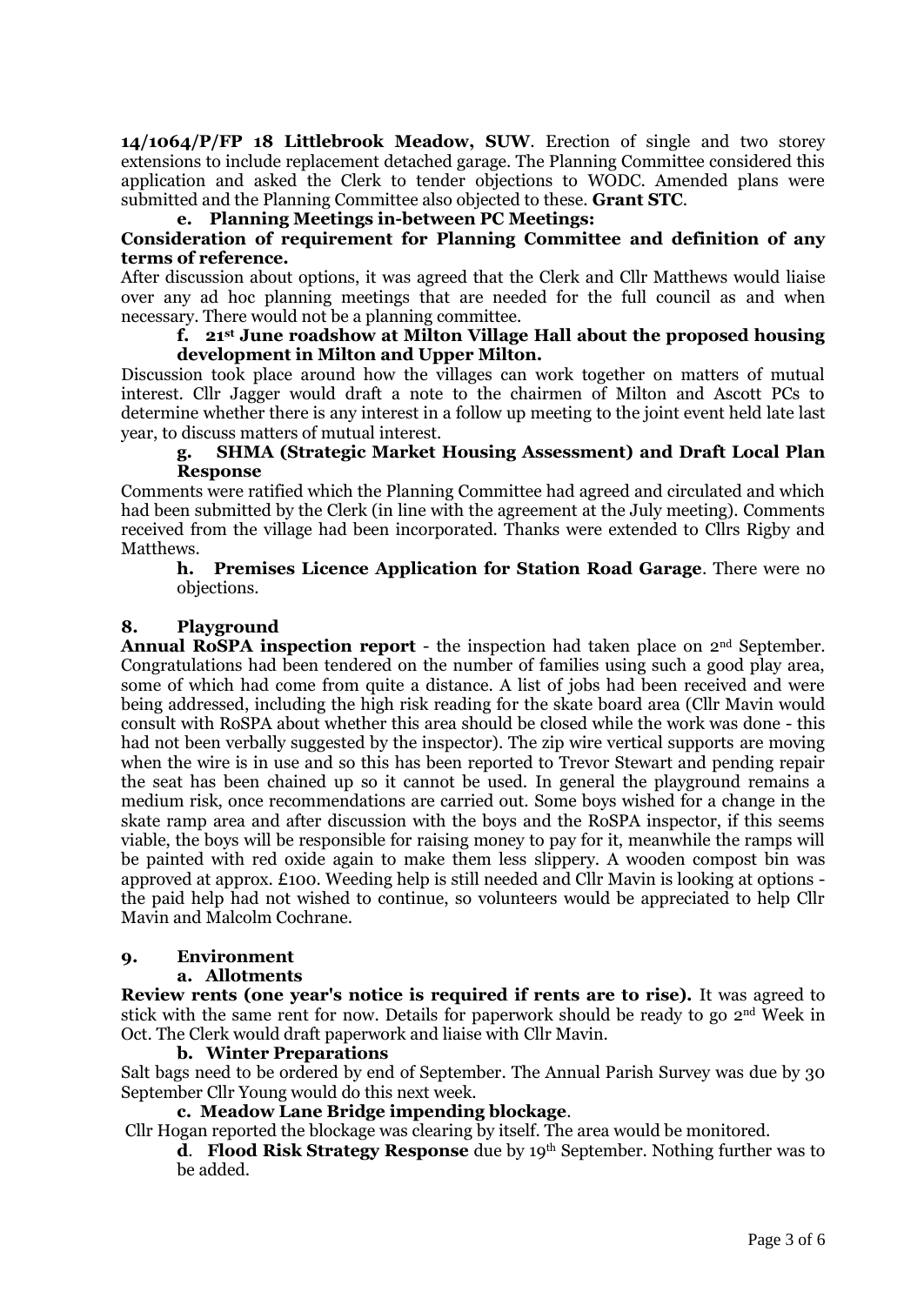**14/1064/P/FP 18 Littlebrook Meadow, SUW**. Erection of single and two storey extensions to include replacement detached garage. The Planning Committee considered this application and asked the Clerk to tender objections to WODC. Amended plans were submitted and the Planning Committee also objected to these. **Grant STC**.

**e. Planning Meetings in-between PC Meetings:**

**Consideration of requirement for Planning Committee and definition of any terms of reference.**

After discussion about options, it was agreed that the Clerk and Cllr Matthews would liaise over any ad hoc planning meetings that are needed for the full council as and when necessary. There would not be a planning committee.

**f. 21st June roadshow at Milton Village Hall about the proposed housing development in Milton and Upper Milton.**

Discussion took place around how the villages can work together on matters of mutual interest. Cllr Jagger would draft a note to the chairmen of Milton and Ascott PCs to determine whether there is any interest in a follow up meeting to the joint event held late last year, to discuss matters of mutual interest.

**g. SHMA (Strategic Market Housing Assessment) and Draft Local Plan Response**

Comments were ratified which the Planning Committee had agreed and circulated and which had been submitted by the Clerk (in line with the agreement at the July meeting). Comments received from the village had been incorporated. Thanks were extended to Cllrs Rigby and Matthews.

**h. Premises Licence Application for Station Road Garage**. There were no objections.

## 8. Playground

**Annual RoSPA inspection report** - the inspection had taken place on 2nd September. Congratulations had been tendered on the number of families using such a good play area, some of which had come from quite a distance. A list of jobs had been received and were being addressed, including the high risk reading for the skate board area (Cllr Mavin would consult with RoSPA about whether this area should be closed while the work was done - this had not been verbally suggested by the inspector). The zip wire vertical supports are moving when the wire is in use and so this has been reported to Trevor Stewart and pending repair the seat has been chained up so it cannot be used. In general the playground remains a medium risk, once recommendations are carried out. Some boys wished for a change in the skate ramp area and after discussion with the boys and the RoSPA inspector, if this seems viable, the boys will be responsible for raising money to pay for it, meanwhile the ramps will be painted with red oxide again to make them less slippery. A wooden compost bin was approved at approx. £100. Weeding help is still needed and Cllr Mavin is looking at options - the paid help had not wished to continue, so volunteers would be appreciated to help Cllr Mavin and Malcolm Cochrane.

## 9. Environment

**a. Allotments**

**Review rents (one year's notice is required if rents are to rise).** It was agreed to stick with the same rent for now. Details for paperwork should be ready to go 2nd Week in Oct. The Clerk would draft paperwork and liaise with Cllr Mavin.

**b. Winter Preparations**

Salt bags need to be ordered by end of September. The Annual Parish Survey was due by 30 September Cllr Young would do this next week.

**c. Meadow Lane Bridge impending blockage**.

Cllr Hogan reported the blockage was clearing by itself. The area would be monitored.

**d**. **Flood Risk Strategy Response** due by 19th September. Nothing further was to be added.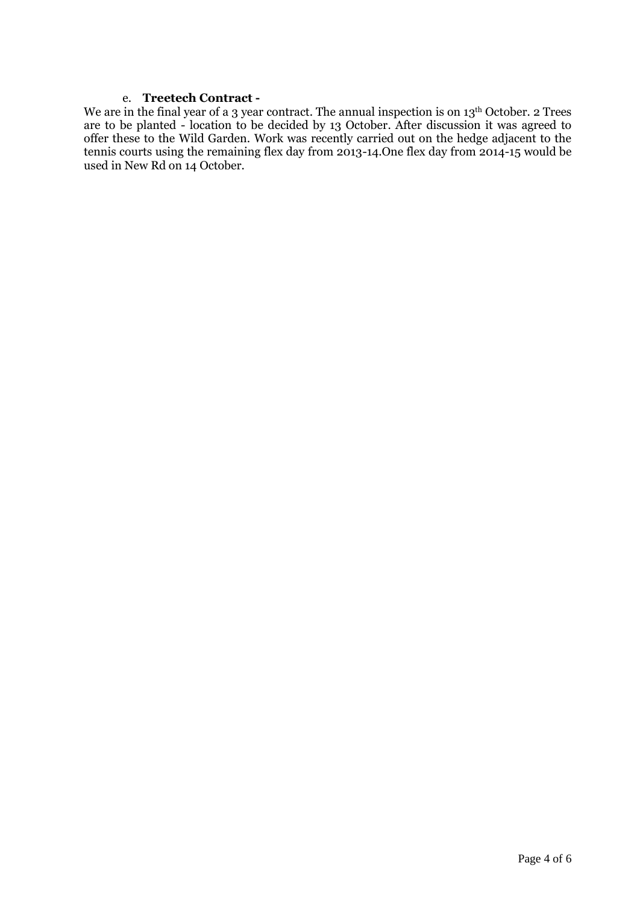e. **Treetech Contract -**

We are in the final year of a 3 year contract. The annual inspection is on 13th October. 2 Trees are to be planted - location to be decided by 13 October. After discussion it was agreed to offer these to the Wild Garden. Work was recently carried out on the hedge adjacent to the tennis courts using the remaining flex day from 2013-14.One flex day from 2014-15 would be used in New Rd on 14 October.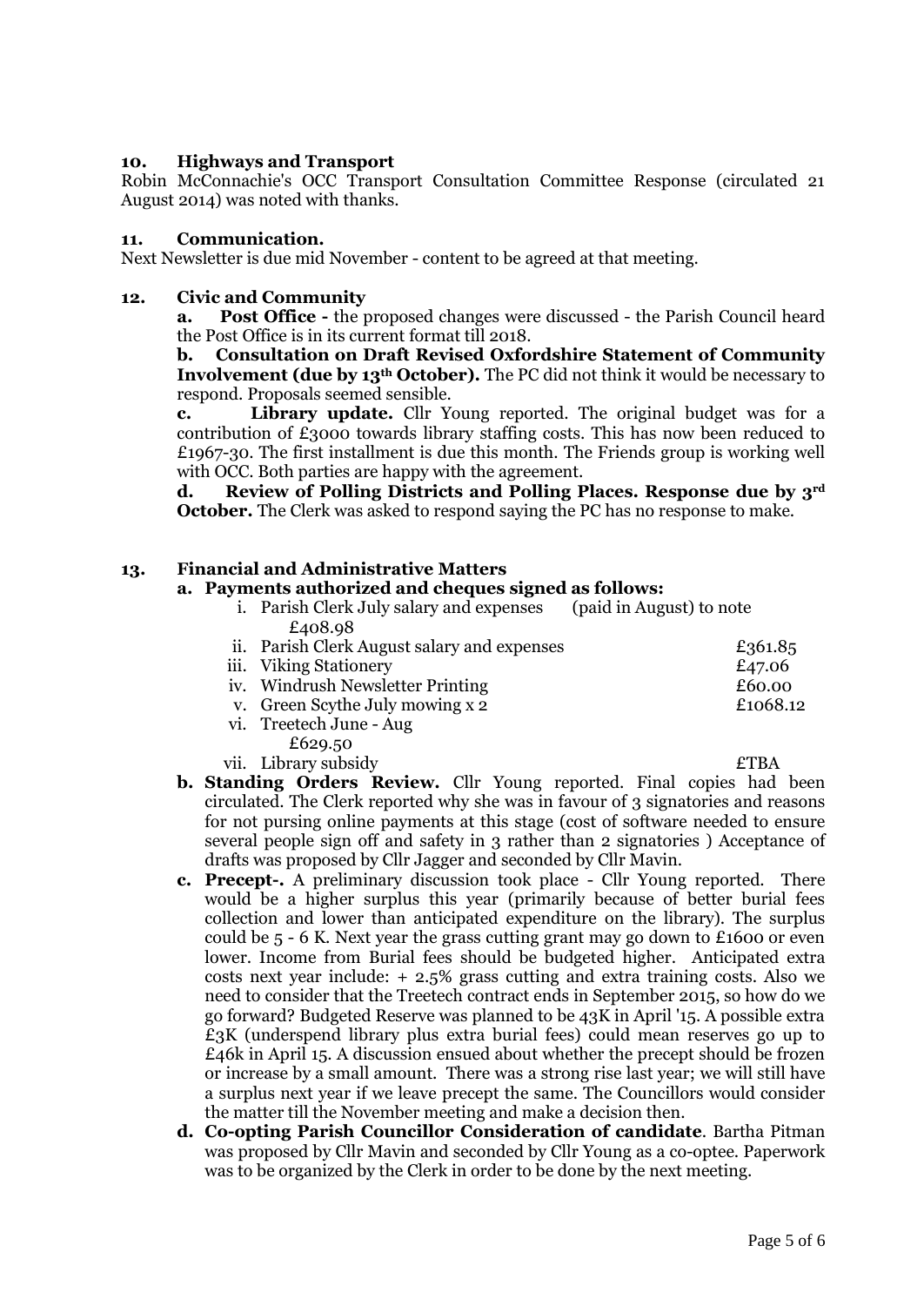**10. Highways and Transport**

Robin McConnachie's OCC Transport Consultation Committee Response (circulated 21 August 2014) was noted with thanks.

**11. Communication.**

Next Newsletter is due mid November - content to be agreed at that meeting.

**12. Civic and Community**

**a. Post Office -** the proposed changes were discussed - the Parish Council heard the Post Office is in its current format till 2018.

**b. Consultation on Draft Revised Oxfordshire Statement of Community Involvement (due by 13th October).** The PC did not think it would be necessary to respond. Proposals seemed sensible.

**c. Library update.** Cllr Young reported. The original budget was for a contribution of £3000 towards library staffing costs. This has now been reduced to £1967-30. The first installment is due this month. The Friends group is working well with OCC. Both parties are happy with the agreement.

**d. Review of Polling Districts and Polling Places. Response due by 3rd October.** The Clerk was asked to respond saying the PC has no response to make.

**13. Financial and Administrative Matters**

**a. Payments authorized and cheques signed as follows:**

| | Item | Amount |
|---|---|---|
| i. | Parish Clerk July salary and expenses (paid in August) to note | £408.98 |
| ii. | Parish Clerk August salary and expenses | £361.85 |
| iii. | Viking Stationery | £47.06 |
| iv. | Windrush Newsletter Printing | £60.00 |
| v. | Green Scythe July mowing x 2 | £1068.12 |
| vi. | Treetech June - Aug | £629.50 |
| vii. | Library subsidy | £TBA |

**b. Standing Orders Review.** Cllr Young reported. Final copies had been circulated. The Clerk reported why she was in favour of 3 signatories and reasons for not pursing online payments at this stage (cost of software needed to ensure several people sign off and safety in 3 rather than 2 signatories ) Acceptance of drafts was proposed by Cllr Jagger and seconded by Cllr Mavin.

**c. Precept-.** A preliminary discussion took place - Cllr Young reported. There would be a higher surplus this year (primarily because of better burial fees collection and lower than anticipated expenditure on the library). The surplus could be 5 - 6 K. Next year the grass cutting grant may go down to £1600 or even lower. Income from Burial fees should be budgeted higher. Anticipated extra costs next year include: + 2.5% grass cutting and extra training costs. Also we need to consider that the Treetech contract ends in September 2015, so how do we go forward? Budgeted Reserve was planned to be 43K in April '15. A possible extra £3K (underspend library plus extra burial fees) could mean reserves go up to £46k in April 15. A discussion ensued about whether the precept should be frozen or increase by a small amount. There was a strong rise last year; we will still have a surplus next year if we leave precept the same. The Councillors would consider the matter till the November meeting and make a decision then.

**d. Co-opting Parish Councillor Consideration of candidate**. Bartha Pitman was proposed by Cllr Mavin and seconded by Cllr Young as a co-optee. Paperwork was to be organized by the Clerk in order to be done by the next meeting.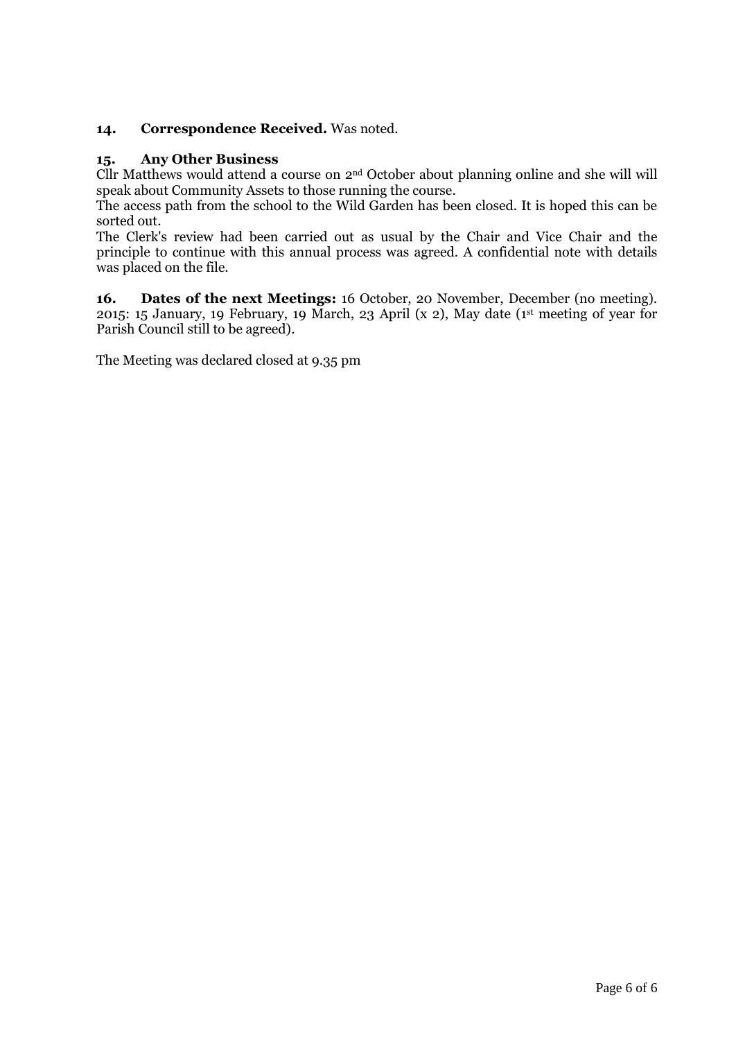**14. Correspondence Received.** Was noted.

**15. Any Other Business**

Cllr Matthews would attend a course on 2nd October about planning online and she will will speak about Community Assets to those running the course.

The access path from the school to the Wild Garden has been closed. It is hoped this can be sorted out.

The Clerk's review had been carried out as usual by the Chair and Vice Chair and the principle to continue with this annual process was agreed. A confidential note with details was placed on the file.

**16. Dates of the next Meetings:** 16 October, 20 November, December (no meeting). 2015: 15 January, 19 February, 19 March, 23 April (x 2), May date (1st meeting of year for Parish Council still to be agreed).

The Meeting was declared closed at 9.35 pm